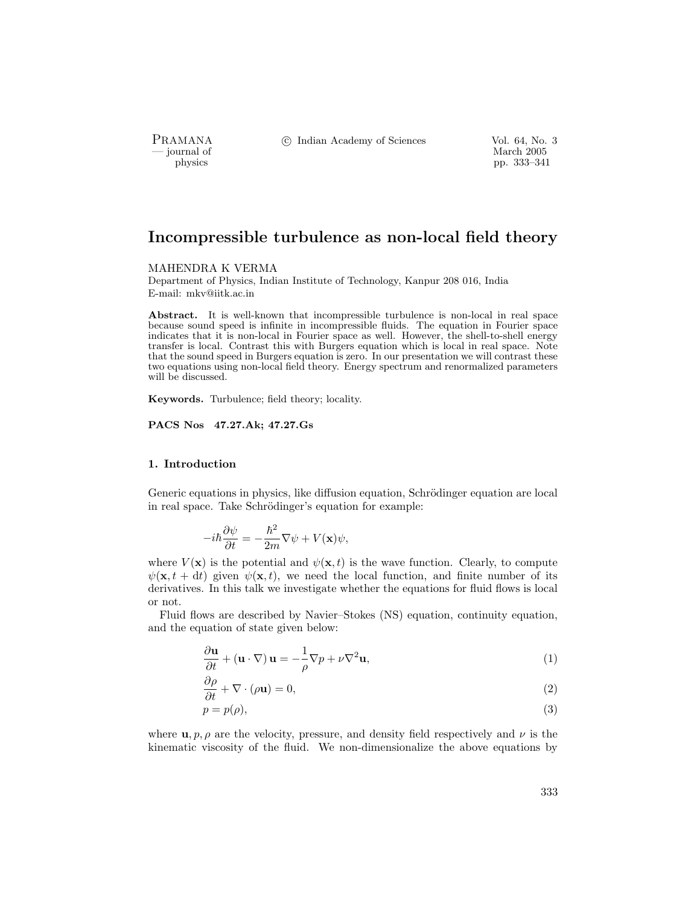# Incompressible turbulence as non-local field theory

MAHENDRA K VERMA
Department of Physics, Indian Institute of Technology, Kanpur 208 016, India
E-mail: mkv@iitk.ac.in

**Abstract.** It is well-known that incompressible turbulence is non-local in real space because sound speed is infinite in incompressible fluids. The equation in Fourier space indicates that it is non-local in Fourier space as well. However, the shell-to-shell energy transfer is local. Contrast this with Burgers equation which is local in real space. Note that the sound speed in Burgers equation is zero. In our presentation we will contrast these two equations using non-local field theory. Energy spectrum and renormalized parameters will be discussed.

**Keywords.** Turbulence; field theory; locality.

**PACS Nos 47.27.Ak; 47.27.Gs**

## 1. Introduction

Generic equations in physics, like diffusion equation, Schrödinger equation are local in real space. Take Schrödinger's equation for example:

$$-i\hbar \frac{\partial \psi}{\partial t} = -\frac{\hbar^2}{2m} \nabla \psi + V(\mathbf{x})\psi,$$

where $V(\mathbf{x})$ is the potential and $\psi(\mathbf{x}, t)$ is the wave function. Clearly, to compute $\psi(\mathbf{x}, t + \mathrm{d}t)$ given $\psi(\mathbf{x}, t)$, we need the local function, and finite number of its derivatives. In this talk we investigate whether the equations for fluid flows is local or not.

Fluid flows are described by Navier–Stokes (NS) equation, continuity equation, and the equation of state given below:

$$\frac{\partial \mathbf{u}}{\partial t} + (\mathbf{u} \cdot \nabla) \mathbf{u} = -\frac{1}{\rho} \nabla p + \nu \nabla^2 \mathbf{u}, \tag{1}$$

$$\frac{\partial \rho}{\partial t} + \nabla \cdot (\rho \mathbf{u}) = 0, \tag{2}$$

$$p = p(\rho), \tag{3}$$

where $\mathbf{u}, p, \rho$ are the velocity, pressure, and density field respectively and $\nu$ is the kinematic viscosity of the fluid. We non-dimensionalize the above equations by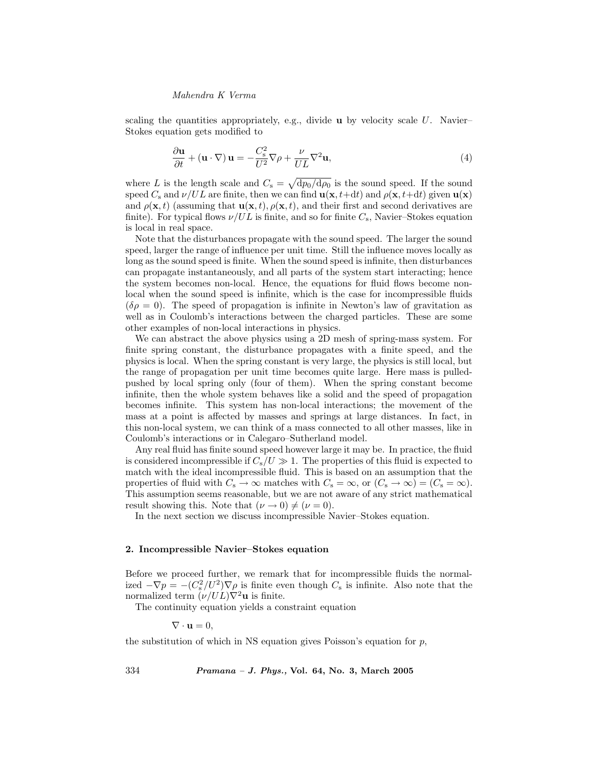scaling the quantities appropriately, e.g., divide $\mathbf{u}$ by velocity scale $U$. Navier–Stokes equation gets modified to

$$\frac{\partial \mathbf{u}}{\partial t} + (\mathbf{u} \cdot \nabla)\,\mathbf{u} = -\frac{C_\mathrm{s}^2}{U^2}\nabla\rho + \frac{\nu}{UL}\nabla^2\mathbf{u}, \tag{4}$$

where $L$ is the length scale and $C_\mathrm{s} = \sqrt{\mathrm{d}p_0/\mathrm{d}\rho_0}$ is the sound speed. If the sound speed $C_\mathrm{s}$ and $\nu/UL$ are finite, then we can find $\mathbf{u}(\mathbf{x}, t+\mathrm{d}t)$ and $\rho(\mathbf{x}, t+\mathrm{d}t)$ given $\mathbf{u}(\mathbf{x})$ and $\rho(\mathbf{x}, t)$ (assuming that $\mathbf{u}(\mathbf{x}, t), \rho(\mathbf{x}, t)$, and their first and second derivatives are finite). For typical flows $\nu/UL$ is finite, and so for finite $C_\mathrm{s}$, Navier–Stokes equation is local in real space.

Note that the disturbances propagate with the sound speed. The larger the sound speed, larger the range of influence per unit time. Still the influence moves locally as long as the sound speed is finite. When the sound speed is infinite, then disturbances can propagate instantaneously, and all parts of the system start interacting; hence the system becomes non-local. Hence, the equations for fluid flows become non-local when the sound speed is infinite, which is the case for incompressible fluids ($\delta\rho = 0$). The speed of propagation is infinite in Newton's law of gravitation as well as in Coulomb's interactions between the charged particles. These are some other examples of non-local interactions in physics.

We can abstract the above physics using a 2D mesh of spring-mass system. For finite spring constant, the disturbance propagates with a finite speed, and the physics is local. When the spring constant is very large, the physics is still local, but the range of propagation per unit time becomes quite large. Here mass is pulled-pushed by local spring only (four of them). When the spring constant become infinite, then the whole system behaves like a solid and the speed of propagation becomes infinite. This system has non-local interactions; the movement of the mass at a point is affected by masses and springs at large distances. In fact, in this non-local system, we can think of a mass connected to all other masses, like in Coulomb's interactions or in Calegaro–Sutherland model.

Any real fluid has finite sound speed however large it may be. In practice, the fluid is considered incompressible if $C_\mathrm{s}/U \gg 1$. The properties of this fluid is expected to match with the ideal incompressible fluid. This is based on an assumption that the properties of fluid with $C_\mathrm{s} \to \infty$ matches with $C_\mathrm{s} = \infty$, or $(C_\mathrm{s} \to \infty) = (C_\mathrm{s} = \infty)$. This assumption seems reasonable, but we are not aware of any strict mathematical result showing this. Note that $(\nu \to 0) \neq (\nu = 0)$.

In the next section we discuss incompressible Navier–Stokes equation.

## 2. Incompressible Navier–Stokes equation

Before we proceed further, we remark that for incompressible fluids the normalized $-\nabla p = -(C_\mathrm{s}^2/U^2)\nabla\rho$ is finite even though $C_\mathrm{s}$ is infinite. Also note that the normalized term $(\nu/UL)\nabla^2\mathbf{u}$ is finite.

The continuity equation yields a constraint equation

$$\nabla \cdot \mathbf{u} = 0,$$

the substitution of which in NS equation gives Poisson's equation for $p$,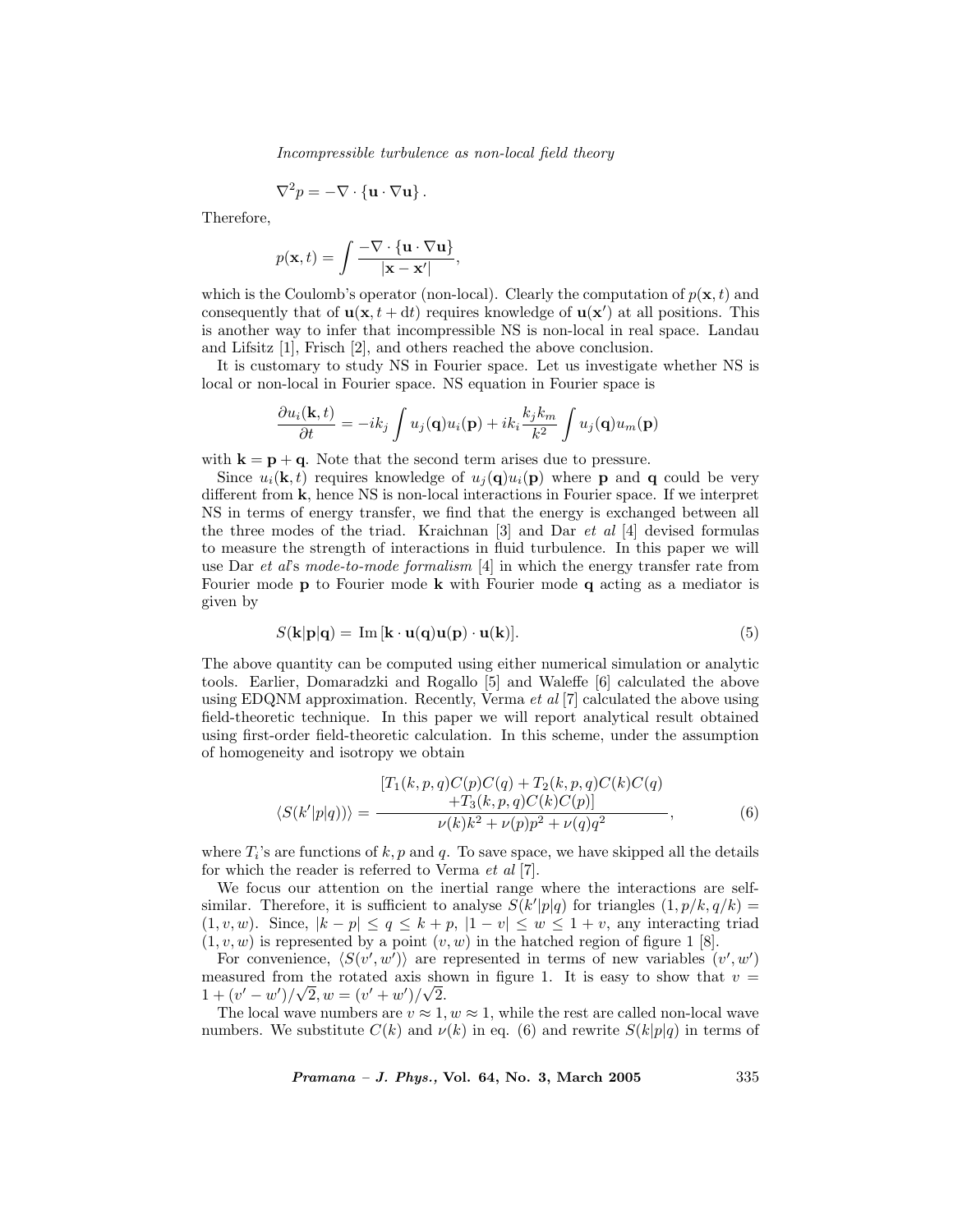$$\nabla^2 p = -\nabla \cdot \{\mathbf{u} \cdot \nabla \mathbf{u}\}.$$

Therefore,

$$p(\mathbf{x}, t) = \int \frac{-\nabla \cdot \{\mathbf{u} \cdot \nabla \mathbf{u}\}}{|\mathbf{x} - \mathbf{x}'|},$$

which is the Coulomb's operator (non-local). Clearly the computation of $p(\mathbf{x}, t)$ and consequently that of $\mathbf{u}(\mathbf{x}, t + \mathrm{d}t)$ requires knowledge of $\mathbf{u}(\mathbf{x}')$ at all positions. This is another way to infer that incompressible NS is non-local in real space. Landau and Lifsitz [1], Frisch [2], and others reached the above conclusion.

It is customary to study NS in Fourier space. Let us investigate whether NS is local or non-local in Fourier space. NS equation in Fourier space is

$$\frac{\partial u_i(\mathbf{k}, t)}{\partial t} = -ik_j \int u_j(\mathbf{q}) u_i(\mathbf{p}) + ik_i \frac{k_j k_m}{k^2} \int u_j(\mathbf{q}) u_m(\mathbf{p})$$

with $\mathbf{k} = \mathbf{p} + \mathbf{q}$. Note that the second term arises due to pressure.

Since $u_i(\mathbf{k}, t)$ requires knowledge of $u_j(\mathbf{q})u_i(\mathbf{p})$ where $\mathbf{p}$ and $\mathbf{q}$ could be very different from $\mathbf{k}$, hence NS is non-local interactions in Fourier space. If we interpret NS in terms of energy transfer, we find that the energy is exchanged between all the three modes of the triad. Kraichnan [3] and Dar *et al* [4] devised formulas to measure the strength of interactions in fluid turbulence. In this paper we will use Dar *et al*'s *mode-to-mode formalism* [4] in which the energy transfer rate from Fourier mode $\mathbf{p}$ to Fourier mode $\mathbf{k}$ with Fourier mode $\mathbf{q}$ acting as a mediator is given by

$$S(\mathbf{k}|\mathbf{p}|\mathbf{q}) = \mathrm{Im}\,[\mathbf{k} \cdot \mathbf{u}(\mathbf{q}) \mathbf{u}(\mathbf{p}) \cdot \mathbf{u}(\mathbf{k})]. \tag{5}$$

The above quantity can be computed using either numerical simulation or analytic tools. Earlier, Domaradzki and Rogallo [5] and Waleffe [6] calculated the above using EDQNM approximation. Recently, Verma *et al* [7] calculated the above using field-theoretic technique. In this paper we will report analytical result obtained using first-order field-theoretic calculation. In this scheme, under the assumption of homogeneity and isotropy we obtain

$$\langle S(k'|p|q) \rangle = \frac{\begin{array}{c}[T_1(k,p,q)C(p)C(q) + T_2(k,p,q)C(k)C(q) \\ + T_3(k,p,q)C(k)C(p)]\end{array}}{\nu(k)k^2 + \nu(p)p^2 + \nu(q)q^2}, \tag{6}$$

where $T_i$'s are functions of $k, p$ and $q$. To save space, we have skipped all the details for which the reader is referred to Verma *et al* [7].

We focus our attention on the inertial range where the interactions are self-similar. Therefore, it is sufficient to analyse $S(k'|p|q)$ for triangles $(1, p/k, q/k) = (1, v, w)$. Since, $|k - p| \le q \le k + p$, $|1 - v| \le w \le 1 + v$, any interacting triad $(1, v, w)$ is represented by a point $(v, w)$ in the hatched region of figure 1 [8].

For convenience, $\langle S(v', w') \rangle$ are represented in terms of new variables $(v', w')$ measured from the rotated axis shown in figure 1. It is easy to show that $v = 1 + (v' - w')/\sqrt{2}, w = (v' + w')/\sqrt{2}$.

The local wave numbers are $v \approx 1, w \approx 1$, while the rest are called non-local wave numbers. We substitute $C(k)$ and $\nu(k)$ in eq. (6) and rewrite $S(k|p|q)$ in terms of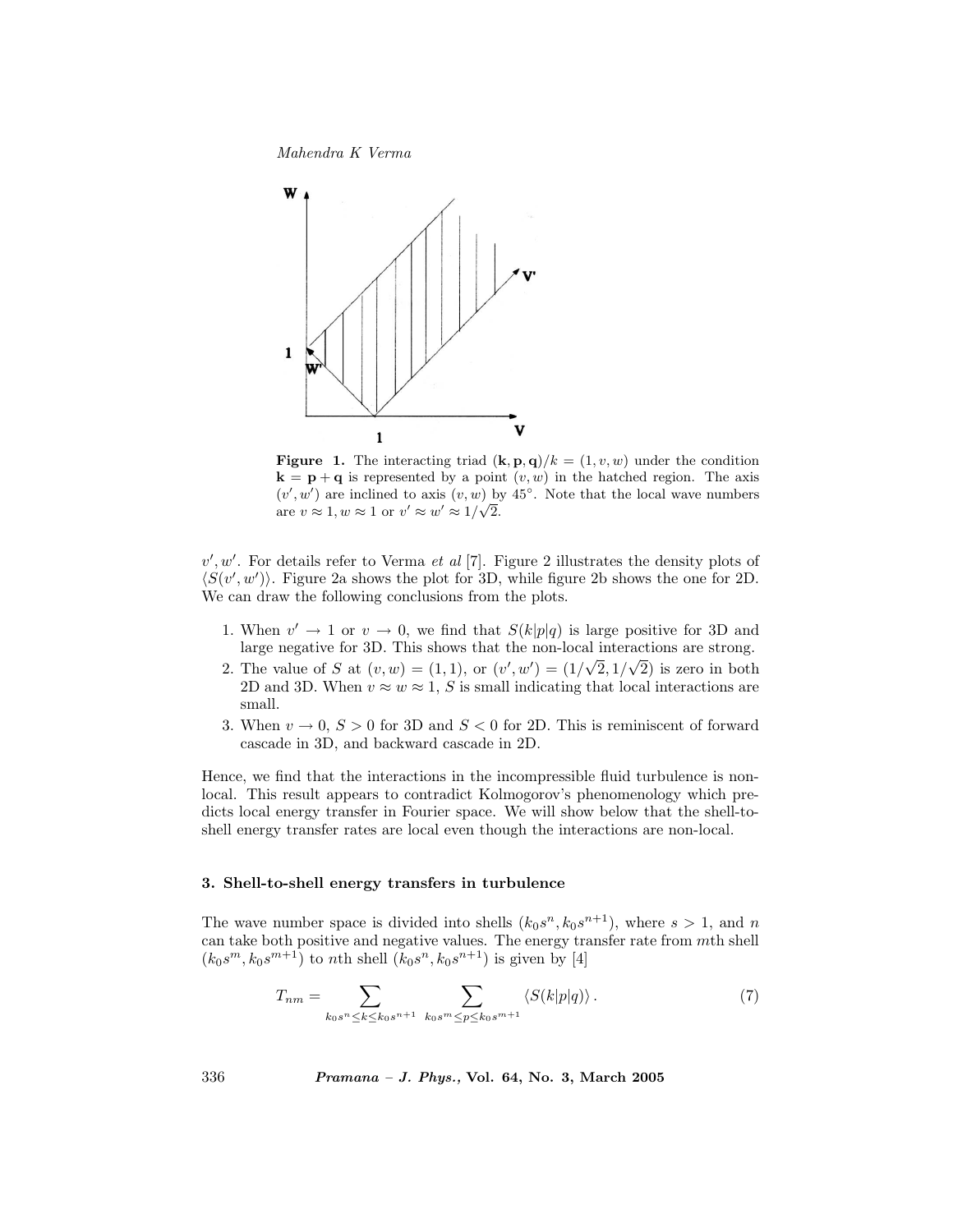**Figure 1.** The interacting triad $(\mathbf{k}, \mathbf{p}, \mathbf{q})/k = (1, v, w)$ under the condition $\mathbf{k} = \mathbf{p} + \mathbf{q}$ is represented by a point $(v, w)$ in the hatched region. The axis $(v', w')$ are inclined to axis $(v, w)$ by 45°. Note that the local wave numbers are $v \approx 1, w \approx 1$ or $v' \approx w' \approx 1/\sqrt{2}$.

$v', w'$. For details refer to Verma *et al* [7]. Figure 2 illustrates the density plots of $\langle S(v', w') \rangle$. Figure 2a shows the plot for 3D, while figure 2b shows the one for 2D. We can draw the following conclusions from the plots.

1. When $v' \to 1$ or $v \to 0$, we find that $S(k|p|q)$ is large positive for 3D and large negative for 3D. This shows that the non-local interactions are strong.
2. The value of $S$ at $(v, w) = (1, 1)$, or $(v', w') = (1/\sqrt{2}, 1/\sqrt{2})$ is zero in both 2D and 3D. When $v \approx w \approx 1$, $S$ is small indicating that local interactions are small.
3. When $v \to 0$, $S > 0$ for 3D and $S < 0$ for 2D. This is reminiscent of forward cascade in 3D, and backward cascade in 2D.

Hence, we find that the interactions in the incompressible fluid turbulence is non-local. This result appears to contradict Kolmogorov's phenomenology which predicts local energy transfer in Fourier space. We will show below that the shell-to-shell energy transfer rates are local even though the interactions are non-local.

### 3. Shell-to-shell energy transfers in turbulence

The wave number space is divided into shells $(k_0 s^n, k_0 s^{n+1})$, where $s > 1$, and $n$ can take both positive and negative values. The energy transfer rate from $m$th shell $(k_0 s^m, k_0 s^{m+1})$ to $n$th shell $(k_0 s^n, k_0 s^{n+1})$ is given by [4]

$$T_{nm} = \sum_{k_0 s^n \leq k \leq k_0 s^{n+1}} \; \sum_{k_0 s^m \leq p \leq k_0 s^{m+1}} \langle S(k|p|q) \rangle . \tag{7}$$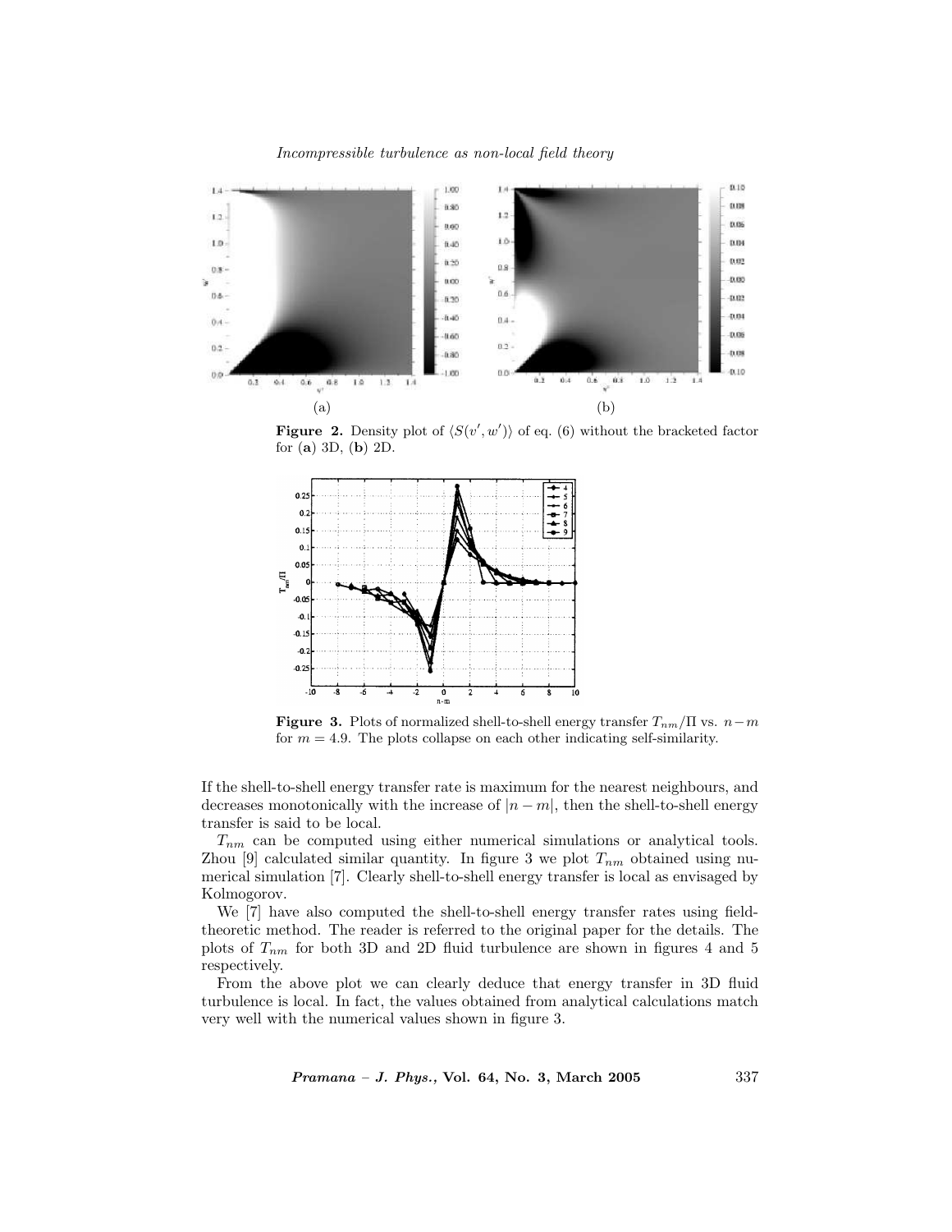**Figure 2.** Density plot of $\langle S(v', w') \rangle$ of eq. (6) without the bracketed factor for (**a**) 3D, (**b**) 2D.

**Figure 3.** Plots of normalized shell-to-shell energy transfer $T_{nm}/\Pi$ vs. $n-m$ for $m = 4.9$. The plots collapse on each other indicating self-similarity.

If the shell-to-shell energy transfer rate is maximum for the nearest neighbours, and decreases monotonically with the increase of $|n - m|$, then the shell-to-shell energy transfer is said to be local.

$T_{nm}$ can be computed using either numerical simulations or analytical tools. Zhou [9] calculated similar quantity. In figure 3 we plot $T_{nm}$ obtained using numerical simulation [7]. Clearly shell-to-shell energy transfer is local as envisaged by Kolmogorov.

We [7] have also computed the shell-to-shell energy transfer rates using field-theoretic method. The reader is referred to the original paper for the details. The plots of $T_{nm}$ for both 3D and 2D fluid turbulence are shown in figures 4 and 5 respectively.

From the above plot we can clearly deduce that energy transfer in 3D fluid turbulence is local. In fact, the values obtained from analytical calculations match very well with the numerical values shown in figure 3.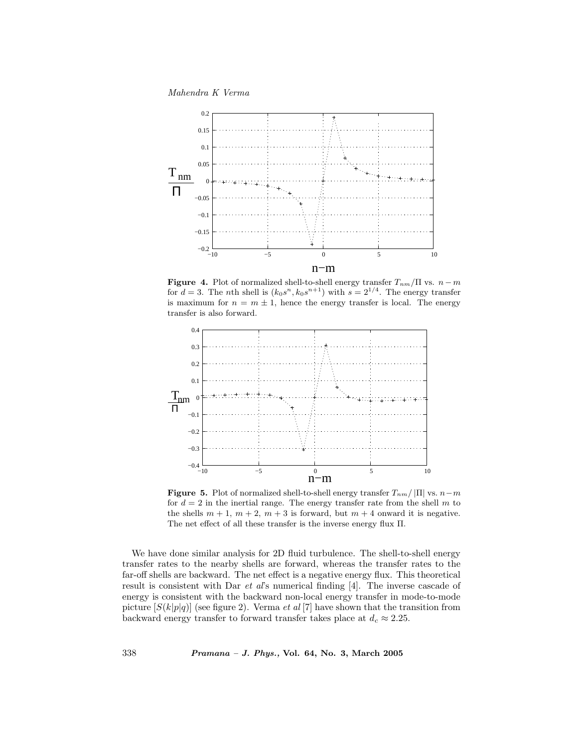**Figure 4.** Plot of normalized shell-to-shell energy transfer $T_{nm}/\Pi$ vs. $n-m$ for $d = 3$. The $n$th shell is $(k_0 s^n, k_0 s^{n+1})$ with $s = 2^{1/4}$. The energy transfer is maximum for $n = m \pm 1$, hence the energy transfer is local. The energy transfer is also forward.

**Figure 5.** Plot of normalized shell-to-shell energy transfer $T_{nm}/|\Pi|$ vs. $n-m$ for $d = 2$ in the inertial range. The energy transfer rate from the shell $m$ to the shells $m+1$, $m+2$, $m+3$ is forward, but $m+4$ onward it is negative. The net effect of all these transfer is the inverse energy flux $\Pi$.

We have done similar analysis for 2D fluid turbulence. The shell-to-shell energy transfer rates to the nearby shells are forward, whereas the transfer rates to the far-off shells are backward. The net effect is a negative energy flux. This theoretical result is consistent with Dar *et al*'s numerical finding [4]. The inverse cascade of energy is consistent with the backward non-local energy transfer in mode-to-mode picture $[S(k|p|q)]$ (see figure 2). Verma *et al* [7] have shown that the transition from backward energy transfer to forward transfer takes place at $d_c \approx 2.25$.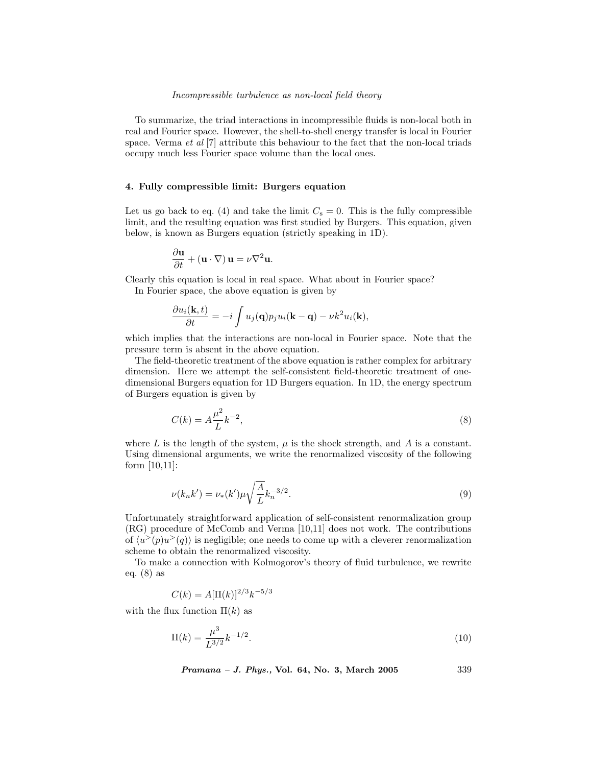To summarize, the triad interactions in incompressible fluids is non-local both in real and Fourier space. However, the shell-to-shell energy transfer is local in Fourier space. Verma *et al* [7] attribute this behaviour to the fact that the non-local triads occupy much less Fourier space volume than the local ones.

### 4. Fully compressible limit: Burgers equation

Let us go back to eq. (4) and take the limit $C_s = 0$. This is the fully compressible limit, and the resulting equation was first studied by Burgers. This equation, given below, is known as Burgers equation (strictly speaking in 1D).

$$\frac{\partial \mathbf{u}}{\partial t} + (\mathbf{u} \cdot \nabla)\, \mathbf{u} = \nu \nabla^2 \mathbf{u}.$$

Clearly this equation is local in real space. What about in Fourier space?

In Fourier space, the above equation is given by

$$\frac{\partial u_i(\mathbf{k}, t)}{\partial t} = -i \int u_j(\mathbf{q}) p_j u_i(\mathbf{k} - \mathbf{q}) - \nu k^2 u_i(\mathbf{k}),$$

which implies that the interactions are non-local in Fourier space. Note that the pressure term is absent in the above equation.

The field-theoretic treatment of the above equation is rather complex for arbitrary dimension. Here we attempt the self-consistent field-theoretic treatment of one-dimensional Burgers equation for 1D Burgers equation. In 1D, the energy spectrum of Burgers equation is given by

$$C(k) = A \frac{\mu^2}{L} k^{-2}, \tag{8}$$

where $L$ is the length of the system, $\mu$ is the shock strength, and $A$ is a constant. Using dimensional arguments, we write the renormalized viscosity of the following form [10,11]:

$$\nu(k_n k') = \nu_*(k') \mu \sqrt{\frac{A}{L}} k_n^{-3/2}. \tag{9}$$

Unfortunately straightforward application of self-consistent renormalization group (RG) procedure of McComb and Verma [10,11] does not work. The contributions of $\langle u^>(p) u^>(q) \rangle$ is negligible; one needs to come up with a cleverer renormalization scheme to obtain the renormalized viscosity.

To make a connection with Kolmogorov's theory of fluid turbulence, we rewrite eq. (8) as

$$C(k) = A [\Pi(k)]^{2/3} k^{-5/3}$$

with the flux function $\Pi(k)$ as

$$\Pi(k) = \frac{\mu^3}{L^{3/2}} k^{-1/2}. \tag{10}$$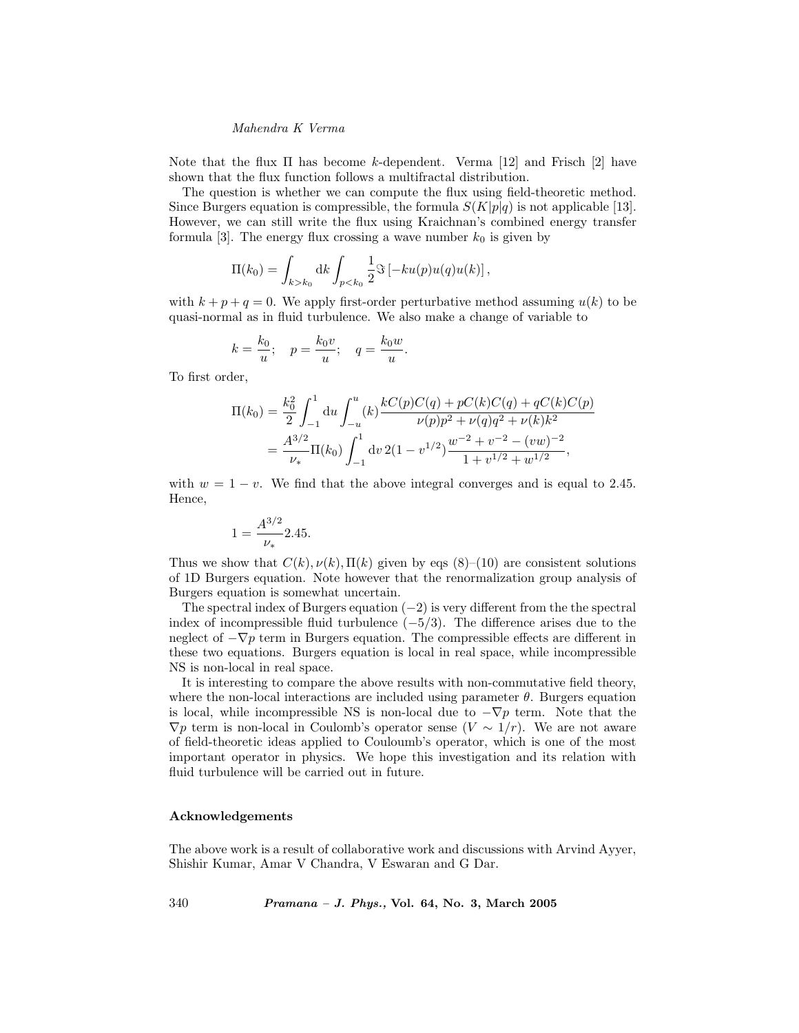Note that the flux $\Pi$ has become $k$-dependent. Verma [12] and Frisch [2] have shown that the flux function follows a multifractal distribution.

The question is whether we can compute the flux using field-theoretic method. Since Burgers equation is compressible, the formula $S(K|p|q)$ is not applicable [13]. However, we can still write the flux using Kraichnan's combined energy transfer formula [3]. The energy flux crossing a wave number $k_0$ is given by

$$\Pi(k_0) = \int_{k>k_0} \mathrm{d}k \int_{p<k_0} \frac{1}{2} \Im \left[ -ku(p)u(q)u(k) \right],$$

with $k + p + q = 0$. We apply first-order perturbative method assuming $u(k)$ to be quasi-normal as in fluid turbulence. We also make a change of variable to

$$k = \frac{k_0}{u}; \quad p = \frac{k_0 v}{u}; \quad q = \frac{k_0 w}{u}.$$

To first order,

$$\begin{aligned}
\Pi(k_0) &= \frac{k_0^2}{2} \int_{-1}^{1} \mathrm{d}u \int_{-u}^{u} (k) \frac{kC(p)C(q) + pC(k)C(q) + qC(k)C(p)}{\nu(p)p^2 + \nu(q)q^2 + \nu(k)k^2} \\
&= \frac{A^{3/2}}{\nu_*} \Pi(k_0) \int_{-1}^{1} \mathrm{d}v \, 2(1 - v^{1/2}) \frac{w^{-2} + v^{-2} - (vw)^{-2}}{1 + v^{1/2} + w^{1/2}},
\end{aligned}$$

with $w = 1 - v$. We find that the above integral converges and is equal to 2.45. Hence,

$$1 = \frac{A^{3/2}}{\nu_*} 2.45.$$

Thus we show that $C(k), \nu(k), \Pi(k)$ given by eqs (8)–(10) are consistent solutions of 1D Burgers equation. Note however that the renormalization group analysis of Burgers equation is somewhat uncertain.

The spectral index of Burgers equation $(-2)$ is very different from the the spectral index of incompressible fluid turbulence $(-5/3)$. The difference arises due to the neglect of $-\nabla p$ term in Burgers equation. The compressible effects are different in these two equations. Burgers equation is local in real space, while incompressible NS is non-local in real space.

It is interesting to compare the above results with non-commutative field theory, where the non-local interactions are included using parameter $\theta$. Burgers equation is local, while incompressible NS is non-local due to $-\nabla p$ term. Note that the $\nabla p$ term is non-local in Coulomb's operator sense ($V \sim 1/r$). We are not aware of field-theoretic ideas applied to Couluoumb's operator, which is one of the most important operator in physics. We hope this investigation and its relation with fluid turbulence will be carried out in future.

### Acknowledgements

The above work is a result of collaborative work and discussions with Arvind Ayyer, Shishir Kumar, Amar V Chandra, V Eswaran and G Dar.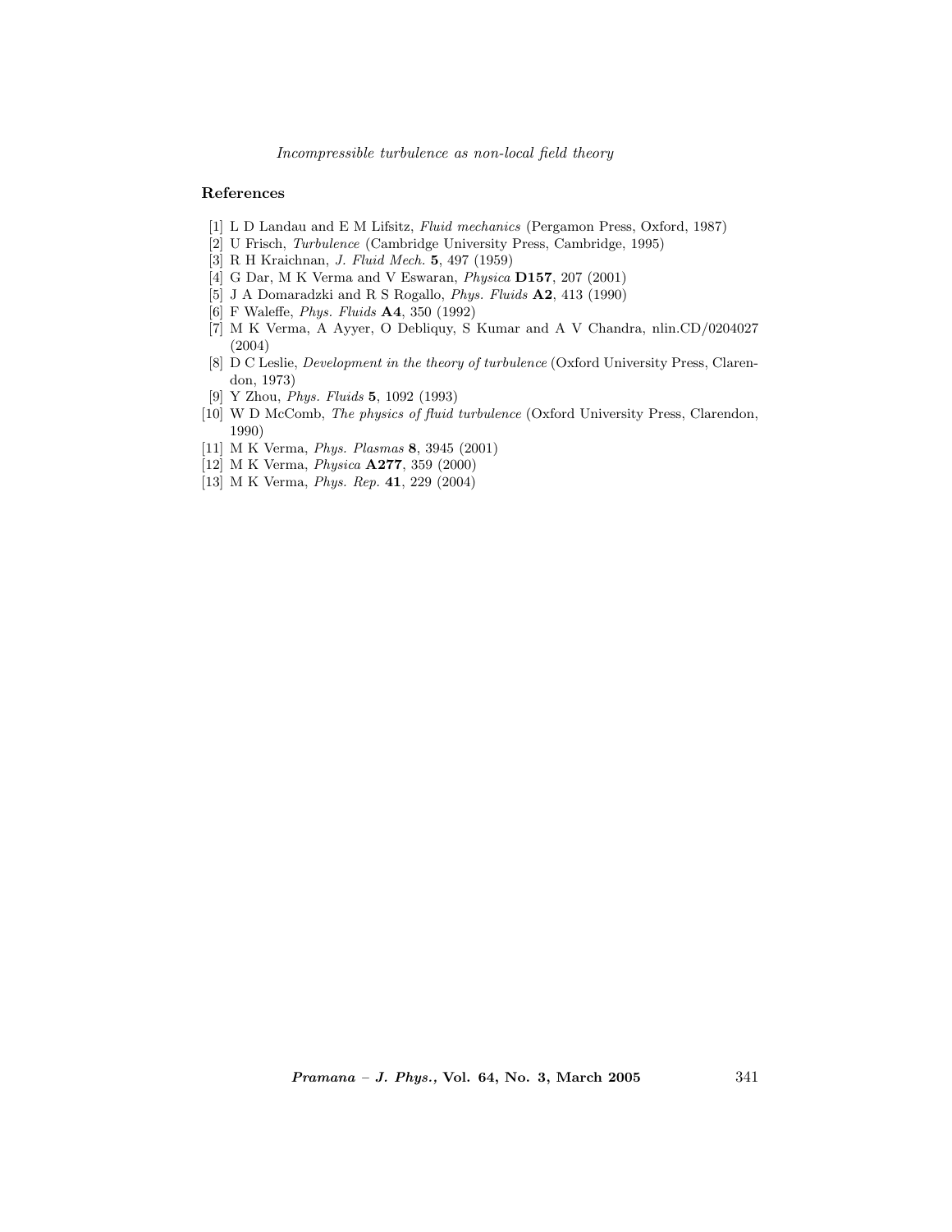## References

[1] L D Landau and E M Lifsitz, *Fluid mechanics* (Pergamon Press, Oxford, 1987)

[2] U Frisch, *Turbulence* (Cambridge University Press, Cambridge, 1995)

[3] R H Kraichnan, *J. Fluid Mech.* **5**, 497 (1959)

[4] G Dar, M K Verma and V Eswaran, *Physica* **D157**, 207 (2001)

[5] J A Domaradzki and R S Rogallo, *Phys. Fluids* **A2**, 413 (1990)

[6] F Waleffe, *Phys. Fluids* **A4**, 350 (1992)

[7] M K Verma, A Ayyer, O Debliquy, S Kumar and A V Chandra, nlin.CD/0204027 (2004)

[8] D C Leslie, *Development in the theory of turbulence* (Oxford University Press, Clarendon, 1973)

[9] Y Zhou, *Phys. Fluids* **5**, 1092 (1993)

[10] W D McComb, *The physics of fluid turbulence* (Oxford University Press, Clarendon, 1990)

[11] M K Verma, *Phys. Plasmas* **8**, 3945 (2001)

[12] M K Verma, *Physica* **A277**, 359 (2000)

[13] M K Verma, *Phys. Rep.* **41**, 229 (2004)